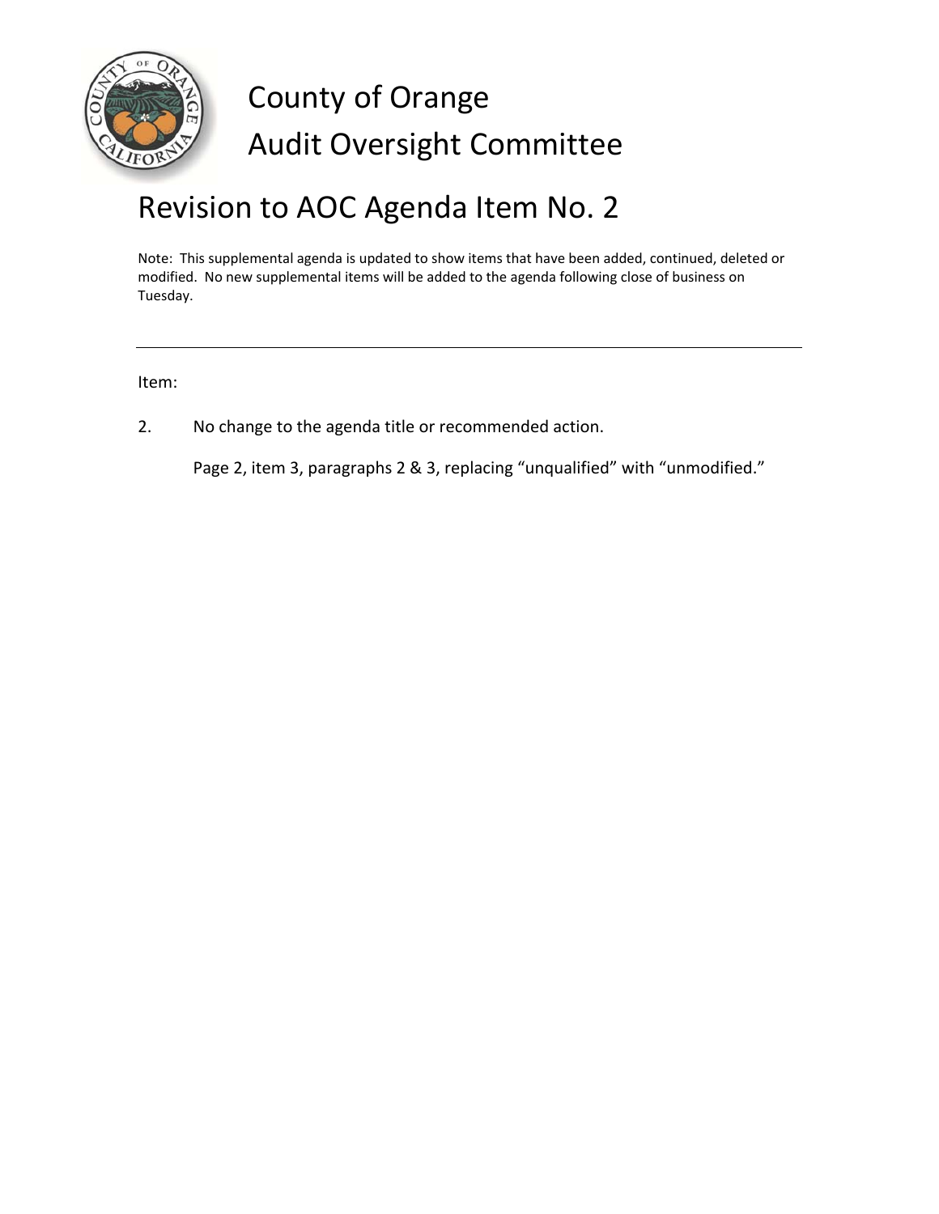# County of Orange
# Audit Oversight Committee

## Revision to AOC Agenda Item No. 2

Note: This supplemental agenda is updated to show items that have been added, continued, deleted or modified. No new supplemental items will be added to the agenda following close of business on Tuesday.

---

Item:

2. No change to the agenda title or recommended action.

   Page 2, item 3, paragraphs 2 & 3, replacing "unqualified" with "unmodified."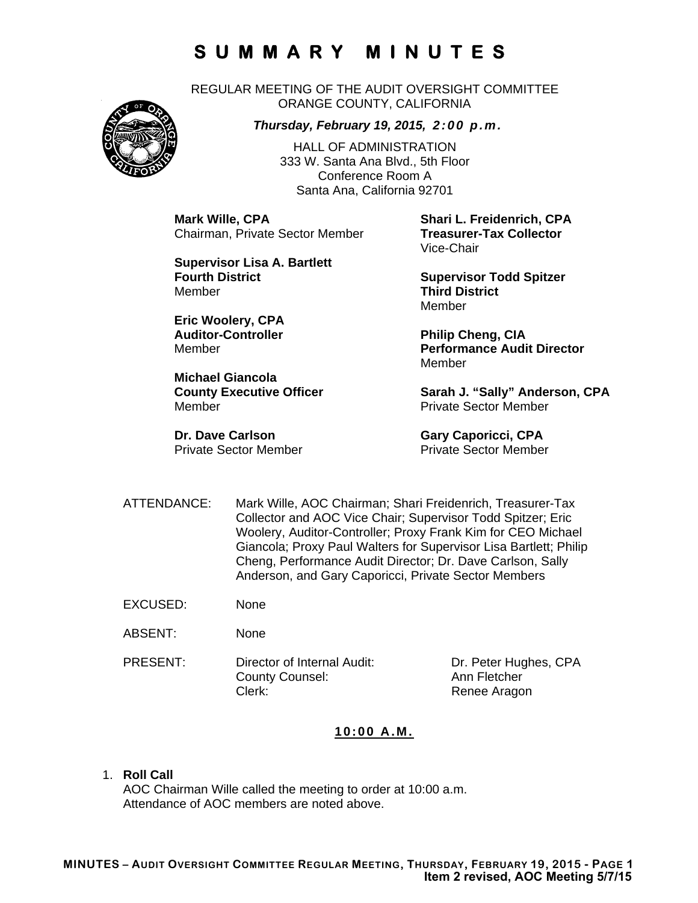# SUMMARY MINUTES

REGULAR MEETING OF THE AUDIT OVERSIGHT COMMITTEE
ORANGE COUNTY, CALIFORNIA

***Thursday, February 19, 2015, 2:00 p.m.***

HALL OF ADMINISTRATION
333 W. Santa Ana Blvd., 5th Floor
Conference Room A
Santa Ana, California 92701

**Mark Wille, CPA**
Chairman, Private Sector Member

**Shari L. Freidenrich, CPA**
**Treasurer-Tax Collector**
Vice-Chair

**Supervisor Lisa A. Bartlett**
**Fourth District**
Member

**Supervisor Todd Spitzer**
**Third District**
Member

**Eric Woolery, CPA**
**Auditor-Controller**
Member

**Philip Cheng, CIA**
**Performance Audit Director**
Member

**Michael Giancola**
**County Executive Officer**
Member

**Sarah J. "Sally" Anderson, CPA**
Private Sector Member

**Dr. Dave Carlson**
Private Sector Member

**Gary Caporicci, CPA**
Private Sector Member

ATTENDANCE: Mark Wille, AOC Chairman; Shari Freidenrich, Treasurer-Tax Collector and AOC Vice Chair; Supervisor Todd Spitzer; Eric Woolery, Auditor-Controller; Proxy Frank Kim for CEO Michael Giancola; Proxy Paul Walters for Supervisor Lisa Bartlett; Philip Cheng, Performance Audit Director; Dr. Dave Carlson, Sally Anderson, and Gary Caporicci, Private Sector Members

EXCUSED: None

ABSENT: None

PRESENT:

| | | |
|---|---|---|
| Director of Internal Audit: | Dr. Peter Hughes, CPA |
| County Counsel: | Ann Fletcher |
| Clerk: | Renee Aragon |

**10:00 A.M.**

1. **Roll Call**
   AOC Chairman Wille called the meeting to order at 10:00 a.m.
   Attendance of AOC members are noted above.

**Item 2 revised, AOC Meeting 5/7/15**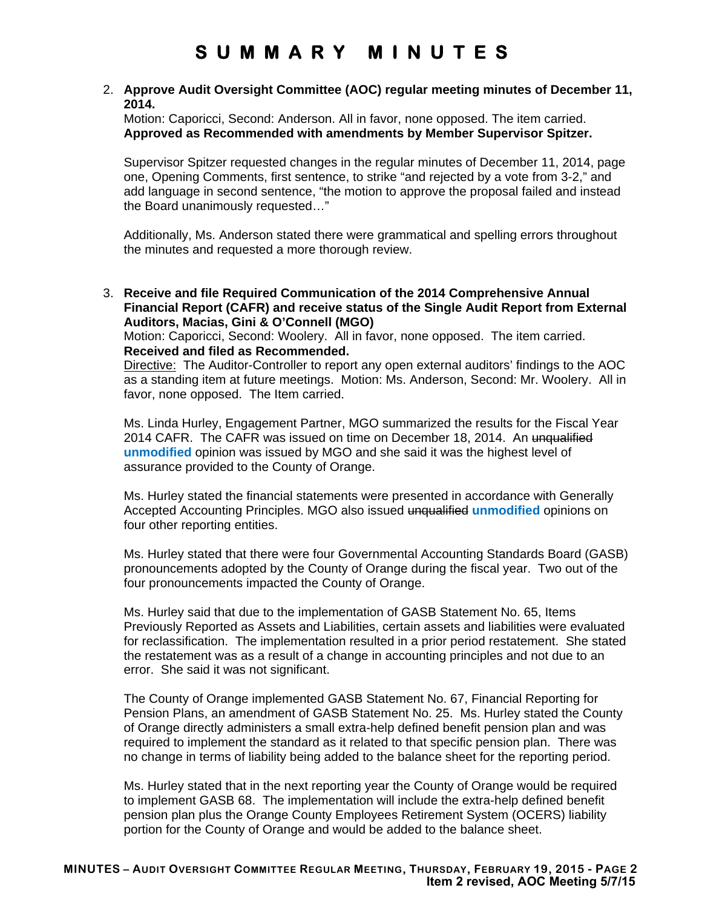2. **Approve Audit Oversight Committee (AOC) regular meeting minutes of December 11, 2014.**
   Motion: Caporicci, Second: Anderson. All in favor, none opposed. The item carried.
   **Approved as Recommended with amendments by Member Supervisor Spitzer.**

   Supervisor Spitzer requested changes in the regular minutes of December 11, 2014, page one, Opening Comments, first sentence, to strike "and rejected by a vote from 3-2," and add language in second sentence, "the motion to approve the proposal failed and instead the Board unanimously requested…"

   Additionally, Ms. Anderson stated there were grammatical and spelling errors throughout the minutes and requested a more thorough review.

3. **Receive and file Required Communication of the 2014 Comprehensive Annual Financial Report (CAFR) and receive status of the Single Audit Report from External Auditors, Macias, Gini & O'Connell (MGO)**
   Motion: Caporicci, Second: Woolery. All in favor, none opposed. The item carried.
   **Received and filed as Recommended.**
   Directive: The Auditor-Controller to report any open external auditors' findings to the AOC as a standing item at future meetings. Motion: Ms. Anderson, Second: Mr. Woolery. All in favor, none opposed. The Item carried.

   Ms. Linda Hurley, Engagement Partner, MGO summarized the results for the Fiscal Year 2014 CAFR. The CAFR was issued on time on December 18, 2014. An ~~unqualified~~ **unmodified** opinion was issued by MGO and she said it was the highest level of assurance provided to the County of Orange.

   Ms. Hurley stated the financial statements were presented in accordance with Generally Accepted Accounting Principles. MGO also issued ~~unqualified~~ **unmodified** opinions on four other reporting entities.

   Ms. Hurley stated that there were four Governmental Accounting Standards Board (GASB) pronouncements adopted by the County of Orange during the fiscal year. Two out of the four pronouncements impacted the County of Orange.

   Ms. Hurley said that due to the implementation of GASB Statement No. 65, Items Previously Reported as Assets and Liabilities, certain assets and liabilities were evaluated for reclassification. The implementation resulted in a prior period restatement. She stated the restatement was as a result of a change in accounting principles and not due to an error. She said it was not significant.

   The County of Orange implemented GASB Statement No. 67, Financial Reporting for Pension Plans, an amendment of GASB Statement No. 25. Ms. Hurley stated the County of Orange directly administers a small extra-help defined benefit pension plan and was required to implement the standard as it related to that specific pension plan. There was no change in terms of liability being added to the balance sheet for the reporting period.

   Ms. Hurley stated that in the next reporting year the County of Orange would be required to implement GASB 68. The implementation will include the extra-help defined benefit pension plan plus the Orange County Employees Retirement System (OCERS) liability portion for the County of Orange and would be added to the balance sheet.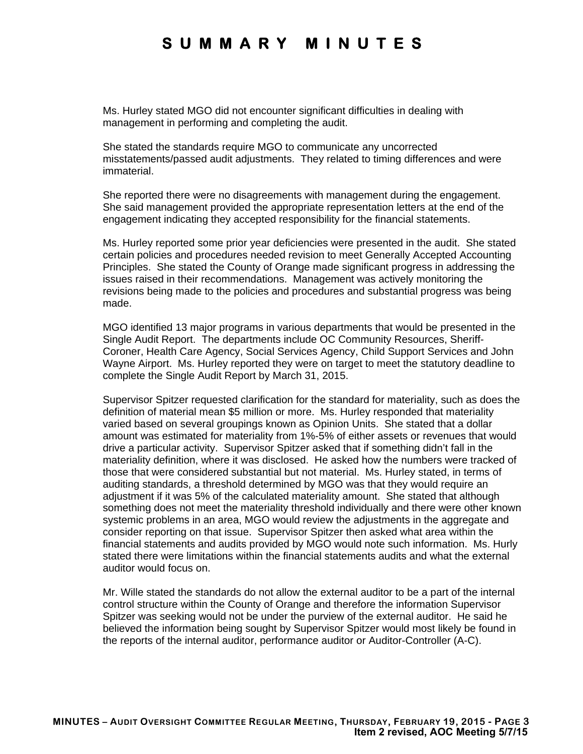Ms. Hurley stated MGO did not encounter significant difficulties in dealing with management in performing and completing the audit.

She stated the standards require MGO to communicate any uncorrected misstatements/passed audit adjustments. They related to timing differences and were immaterial.

She reported there were no disagreements with management during the engagement. She said management provided the appropriate representation letters at the end of the engagement indicating they accepted responsibility for the financial statements.

Ms. Hurley reported some prior year deficiencies were presented in the audit. She stated certain policies and procedures needed revision to meet Generally Accepted Accounting Principles. She stated the County of Orange made significant progress in addressing the issues raised in their recommendations. Management was actively monitoring the revisions being made to the policies and procedures and substantial progress was being made.

MGO identified 13 major programs in various departments that would be presented in the Single Audit Report. The departments include OC Community Resources, Sheriff-Coroner, Health Care Agency, Social Services Agency, Child Support Services and John Wayne Airport. Ms. Hurley reported they were on target to meet the statutory deadline to complete the Single Audit Report by March 31, 2015.

Supervisor Spitzer requested clarification for the standard for materiality, such as does the definition of material mean $5 million or more. Ms. Hurley responded that materiality varied based on several groupings known as Opinion Units. She stated that a dollar amount was estimated for materiality from 1%-5% of either assets or revenues that would drive a particular activity. Supervisor Spitzer asked that if something didn't fall in the materiality definition, where it was disclosed. He asked how the numbers were tracked of those that were considered substantial but not material. Ms. Hurley stated, in terms of auditing standards, a threshold determined by MGO was that they would require an adjustment if it was 5% of the calculated materiality amount. She stated that although something does not meet the materiality threshold individually and there were other known systemic problems in an area, MGO would review the adjustments in the aggregate and consider reporting on that issue. Supervisor Spitzer then asked what area within the financial statements and audits provided by MGO would note such information. Ms. Hurly stated there were limitations within the financial statements audits and what the external auditor would focus on.

Mr. Wille stated the standards do not allow the external auditor to be a part of the internal control structure within the County of Orange and therefore the information Supervisor Spitzer was seeking would not be under the purview of the external auditor. He said he believed the information being sought by Supervisor Spitzer would most likely be found in the reports of the internal auditor, performance auditor or Auditor-Controller (A-C).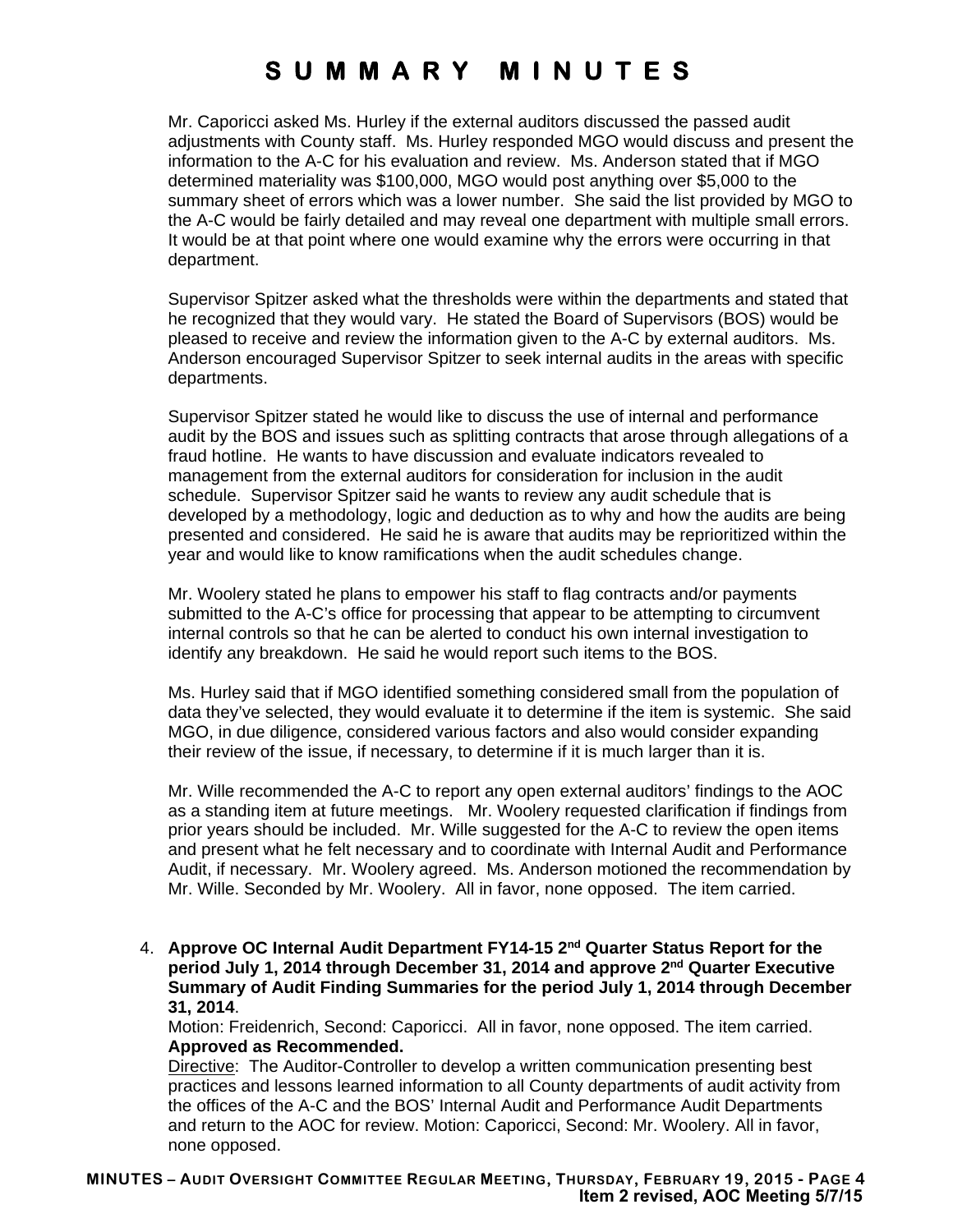Mr. Caporicci asked Ms. Hurley if the external auditors discussed the passed audit adjustments with County staff. Ms. Hurley responded MGO would discuss and present the information to the A-C for his evaluation and review. Ms. Anderson stated that if MGO determined materiality was $100,000, MGO would post anything over $5,000 to the summary sheet of errors which was a lower number. She said the list provided by MGO to the A-C would be fairly detailed and may reveal one department with multiple small errors. It would be at that point where one would examine why the errors were occurring in that department.

Supervisor Spitzer asked what the thresholds were within the departments and stated that he recognized that they would vary. He stated the Board of Supervisors (BOS) would be pleased to receive and review the information given to the A-C by external auditors. Ms. Anderson encouraged Supervisor Spitzer to seek internal audits in the areas with specific departments.

Supervisor Spitzer stated he would like to discuss the use of internal and performance audit by the BOS and issues such as splitting contracts that arose through allegations of a fraud hotline. He wants to have discussion and evaluate indicators revealed to management from the external auditors for consideration for inclusion in the audit schedule. Supervisor Spitzer said he wants to review any audit schedule that is developed by a methodology, logic and deduction as to why and how the audits are being presented and considered. He said he is aware that audits may be reprioritized within the year and would like to know ramifications when the audit schedules change.

Mr. Woolery stated he plans to empower his staff to flag contracts and/or payments submitted to the A-C's office for processing that appear to be attempting to circumvent internal controls so that he can be alerted to conduct his own internal investigation to identify any breakdown. He said he would report such items to the BOS.

Ms. Hurley said that if MGO identified something considered small from the population of data they've selected, they would evaluate it to determine if the item is systemic. She said MGO, in due diligence, considered various factors and also would consider expanding their review of the issue, if necessary, to determine if it is much larger than it is.

Mr. Wille recommended the A-C to report any open external auditors' findings to the AOC as a standing item at future meetings. Mr. Woolery requested clarification if findings from prior years should be included. Mr. Wille suggested for the A-C to review the open items and present what he felt necessary and to coordinate with Internal Audit and Performance Audit, if necessary. Mr. Woolery agreed. Ms. Anderson motioned the recommendation by Mr. Wille. Seconded by Mr. Woolery. All in favor, none opposed. The item carried.

4. **Approve OC Internal Audit Department FY14-15 2nd Quarter Status Report for the period July 1, 2014 through December 31, 2014 and approve 2nd Quarter Executive Summary of Audit Finding Summaries for the period July 1, 2014 through December 31, 2014**.
   Motion: Freidenrich, Second: Caporicci. All in favor, none opposed. The item carried.
   **Approved as Recommended.**
   Directive: The Auditor-Controller to develop a written communication presenting best practices and lessons learned information to all County departments of audit activity from the offices of the A-C and the BOS' Internal Audit and Performance Audit Departments and return to the AOC for review. Motion: Caporicci, Second: Mr. Woolery. All in favor, none opposed.

Item 2 revised, AOC Meeting 5/7/15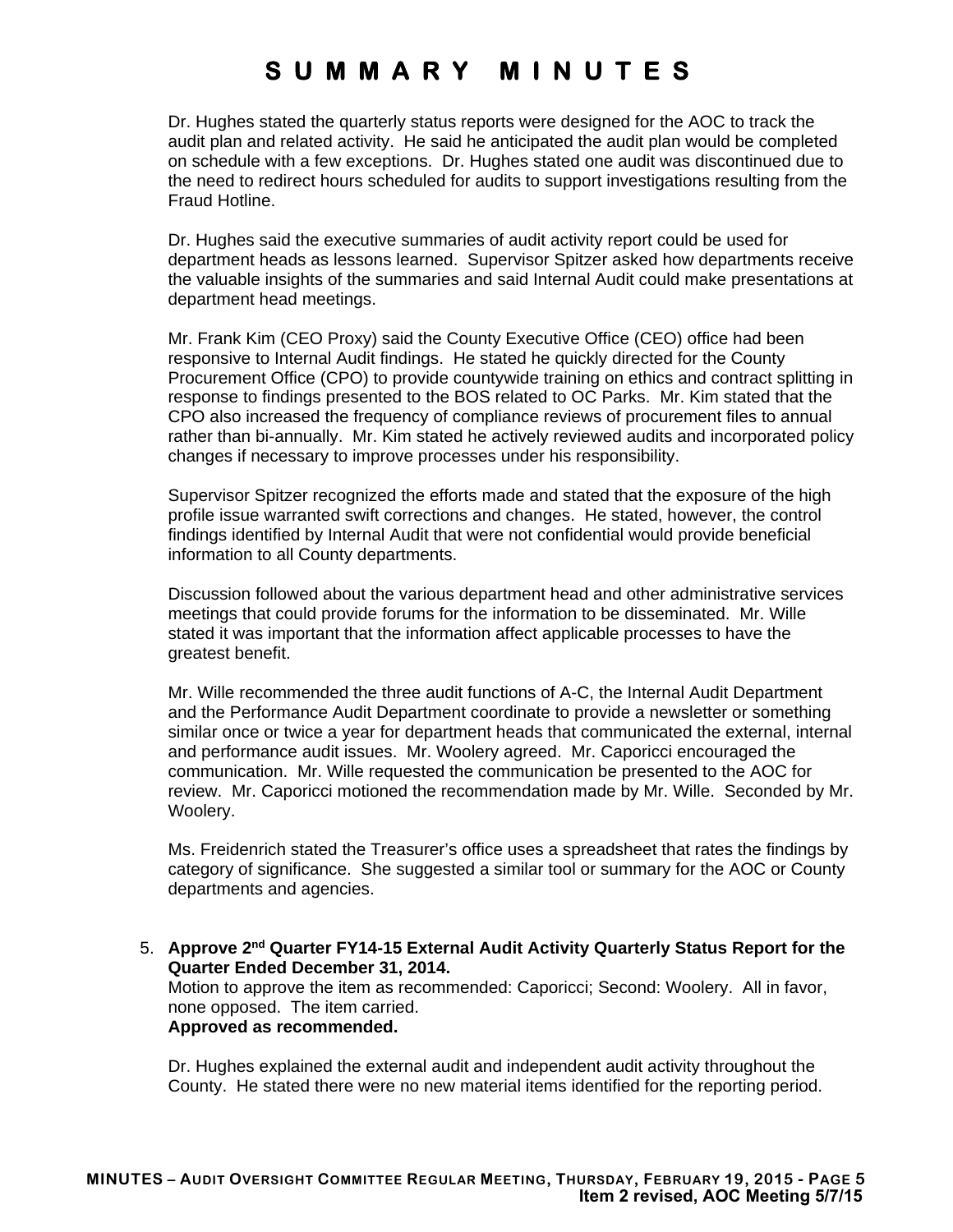Dr. Hughes stated the quarterly status reports were designed for the AOC to track the audit plan and related activity. He said he anticipated the audit plan would be completed on schedule with a few exceptions. Dr. Hughes stated one audit was discontinued due to the need to redirect hours scheduled for audits to support investigations resulting from the Fraud Hotline.

Dr. Hughes said the executive summaries of audit activity report could be used for department heads as lessons learned. Supervisor Spitzer asked how departments receive the valuable insights of the summaries and said Internal Audit could make presentations at department head meetings.

Mr. Frank Kim (CEO Proxy) said the County Executive Office (CEO) office had been responsive to Internal Audit findings. He stated he quickly directed for the County Procurement Office (CPO) to provide countywide training on ethics and contract splitting in response to findings presented to the BOS related to OC Parks. Mr. Kim stated that the CPO also increased the frequency of compliance reviews of procurement files to annual rather than bi-annually. Mr. Kim stated he actively reviewed audits and incorporated policy changes if necessary to improve processes under his responsibility.

Supervisor Spitzer recognized the efforts made and stated that the exposure of the high profile issue warranted swift corrections and changes. He stated, however, the control findings identified by Internal Audit that were not confidential would provide beneficial information to all County departments.

Discussion followed about the various department head and other administrative services meetings that could provide forums for the information to be disseminated. Mr. Wille stated it was important that the information affect applicable processes to have the greatest benefit.

Mr. Wille recommended the three audit functions of A-C, the Internal Audit Department and the Performance Audit Department coordinate to provide a newsletter or something similar once or twice a year for department heads that communicated the external, internal and performance audit issues. Mr. Woolery agreed. Mr. Caporicci encouraged the communication. Mr. Wille requested the communication be presented to the AOC for review. Mr. Caporicci motioned the recommendation made by Mr. Wille. Seconded by Mr. Woolery.

Ms. Freidenrich stated the Treasurer's office uses a spreadsheet that rates the findings by category of significance. She suggested a similar tool or summary for the AOC or County departments and agencies.

5. **Approve 2nd Quarter FY14-15 External Audit Activity Quarterly Status Report for the Quarter Ended December 31, 2014.**
   Motion to approve the item as recommended: Caporicci; Second: Woolery. All in favor, none opposed. The item carried.
   **Approved as recommended.**

   Dr. Hughes explained the external audit and independent audit activity throughout the County. He stated there were no new material items identified for the reporting period.

**Item 2 revised, AOC Meeting 5/7/15**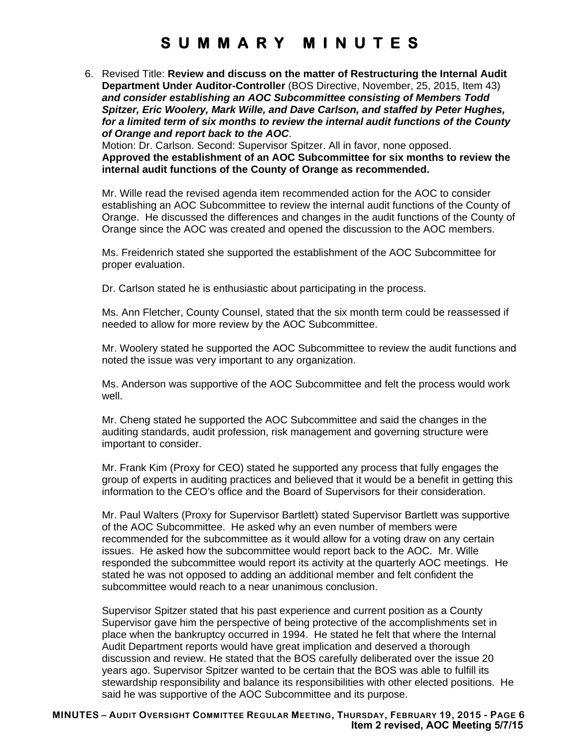6. Revised Title: **Review and discuss on the matter of Restructuring the Internal Audit Department Under Auditor-Controller** (BOS Directive, November, 25, 2015, Item 43) ***and consider establishing an AOC Subcommittee consisting of Members Todd Spitzer, Eric Woolery, Mark Wille, and Dave Carlson, and staffed by Peter Hughes, for a limited term of six months to review the internal audit functions of the County of Orange and report back to the AOC***.
   Motion: Dr. Carlson. Second: Supervisor Spitzer. All in favor, none opposed.
   **Approved the establishment of an AOC Subcommittee for six months to review the internal audit functions of the County of Orange as recommended.**

   Mr. Wille read the revised agenda item recommended action for the AOC to consider establishing an AOC Subcommittee to review the internal audit functions of the County of Orange. He discussed the differences and changes in the audit functions of the County of Orange since the AOC was created and opened the discussion to the AOC members.

   Ms. Freidenrich stated she supported the establishment of the AOC Subcommittee for proper evaluation.

   Dr. Carlson stated he is enthusiastic about participating in the process.

   Ms. Ann Fletcher, County Counsel, stated that the six month term could be reassessed if needed to allow for more review by the AOC Subcommittee.

   Mr. Woolery stated he supported the AOC Subcommittee to review the audit functions and noted the issue was very important to any organization.

   Ms. Anderson was supportive of the AOC Subcommittee and felt the process would work well.

   Mr. Cheng stated he supported the AOC Subcommittee and said the changes in the auditing standards, audit profession, risk management and governing structure were important to consider.

   Mr. Frank Kim (Proxy for CEO) stated he supported any process that fully engages the group of experts in auditing practices and believed that it would be a benefit in getting this information to the CEO's office and the Board of Supervisors for their consideration.

   Mr. Paul Walters (Proxy for Supervisor Bartlett) stated Supervisor Bartlett was supportive of the AOC Subcommittee. He asked why an even number of members were recommended for the subcommittee as it would allow for a voting draw on any certain issues. He asked how the subcommittee would report back to the AOC. Mr. Wille responded the subcommittee would report its activity at the quarterly AOC meetings. He stated he was not opposed to adding an additional member and felt confident the subcommittee would reach to a near unanimous conclusion.

   Supervisor Spitzer stated that his past experience and current position as a County Supervisor gave him the perspective of being protective of the accomplishments set in place when the bankruptcy occurred in 1994. He stated he felt that where the Internal Audit Department reports would have great implication and deserved a thorough discussion and review. He stated that the BOS carefully deliberated over the issue 20 years ago. Supervisor Spitzer wanted to be certain that the BOS was able to fulfill its stewardship responsibility and balance its responsibilities with other elected positions. He said he was supportive of the AOC Subcommittee and its purpose.

**Item 2 revised, AOC Meeting 5/7/15**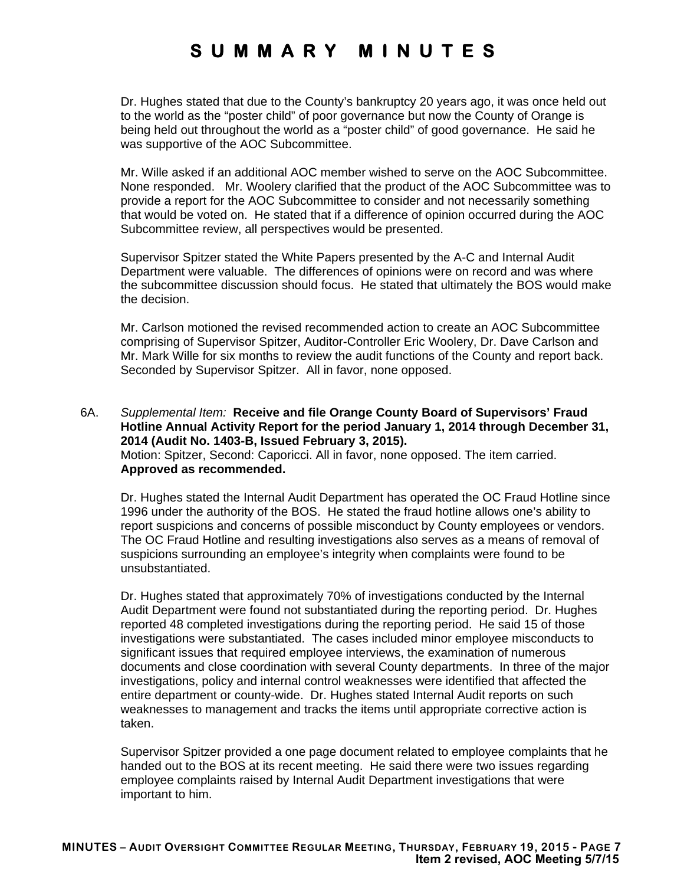Dr. Hughes stated that due to the County's bankruptcy 20 years ago, it was once held out to the world as the "poster child" of poor governance but now the County of Orange is being held out throughout the world as a "poster child" of good governance. He said he was supportive of the AOC Subcommittee.

Mr. Wille asked if an additional AOC member wished to serve on the AOC Subcommittee. None responded. Mr. Woolery clarified that the product of the AOC Subcommittee was to provide a report for the AOC Subcommittee to consider and not necessarily something that would be voted on. He stated that if a difference of opinion occurred during the AOC Subcommittee review, all perspectives would be presented.

Supervisor Spitzer stated the White Papers presented by the A-C and Internal Audit Department were valuable. The differences of opinions were on record and was where the subcommittee discussion should focus. He stated that ultimately the BOS would make the decision.

Mr. Carlson motioned the revised recommended action to create an AOC Subcommittee comprising of Supervisor Spitzer, Auditor-Controller Eric Woolery, Dr. Dave Carlson and Mr. Mark Wille for six months to review the audit functions of the County and report back. Seconded by Supervisor Spitzer. All in favor, none opposed.

6A. *Supplemental Item:* **Receive and file Orange County Board of Supervisors' Fraud Hotline Annual Activity Report for the period January 1, 2014 through December 31, 2014 (Audit No. 1403-B, Issued February 3, 2015).**
Motion: Spitzer, Second: Caporicci. All in favor, none opposed. The item carried.
**Approved as recommended.**

Dr. Hughes stated the Internal Audit Department has operated the OC Fraud Hotline since 1996 under the authority of the BOS. He stated the fraud hotline allows one's ability to report suspicions and concerns of possible misconduct by County employees or vendors. The OC Fraud Hotline and resulting investigations also serves as a means of removal of suspicions surrounding an employee's integrity when complaints were found to be unsubstantiated.

Dr. Hughes stated that approximately 70% of investigations conducted by the Internal Audit Department were found not substantiated during the reporting period. Dr. Hughes reported 48 completed investigations during the reporting period. He said 15 of those investigations were substantiated. The cases included minor employee misconducts to significant issues that required employee interviews, the examination of numerous documents and close coordination with several County departments. In three of the major investigations, policy and internal control weaknesses were identified that affected the entire department or county-wide. Dr. Hughes stated Internal Audit reports on such weaknesses to management and tracks the items until appropriate corrective action is taken.

Supervisor Spitzer provided a one page document related to employee complaints that he handed out to the BOS at its recent meeting. He said there were two issues regarding employee complaints raised by Internal Audit Department investigations that were important to him.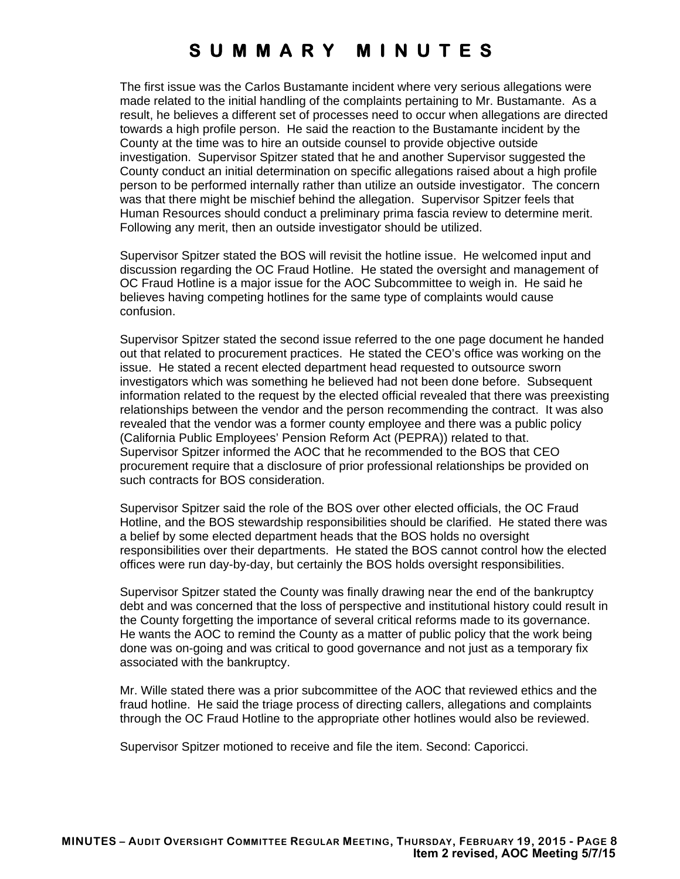# SUMMARY MINUTES

The first issue was the Carlos Bustamante incident where very serious allegations were made related to the initial handling of the complaints pertaining to Mr. Bustamante. As a result, he believes a different set of processes need to occur when allegations are directed towards a high profile person. He said the reaction to the Bustamante incident by the County at the time was to hire an outside counsel to provide objective outside investigation. Supervisor Spitzer stated that he and another Supervisor suggested the County conduct an initial determination on specific allegations raised about a high profile person to be performed internally rather than utilize an outside investigator. The concern was that there might be mischief behind the allegation. Supervisor Spitzer feels that Human Resources should conduct a preliminary prima fascia review to determine merit. Following any merit, then an outside investigator should be utilized.

Supervisor Spitzer stated the BOS will revisit the hotline issue. He welcomed input and discussion regarding the OC Fraud Hotline. He stated the oversight and management of OC Fraud Hotline is a major issue for the AOC Subcommittee to weigh in. He said he believes having competing hotlines for the same type of complaints would cause confusion.

Supervisor Spitzer stated the second issue referred to the one page document he handed out that related to procurement practices. He stated the CEO's office was working on the issue. He stated a recent elected department head requested to outsource sworn investigators which was something he believed had not been done before. Subsequent information related to the request by the elected official revealed that there was preexisting relationships between the vendor and the person recommending the contract. It was also revealed that the vendor was a former county employee and there was a public policy (California Public Employees' Pension Reform Act (PEPRA)) related to that. Supervisor Spitzer informed the AOC that he recommended to the BOS that CEO procurement require that a disclosure of prior professional relationships be provided on such contracts for BOS consideration.

Supervisor Spitzer said the role of the BOS over other elected officials, the OC Fraud Hotline, and the BOS stewardship responsibilities should be clarified. He stated there was a belief by some elected department heads that the BOS holds no oversight responsibilities over their departments. He stated the BOS cannot control how the elected offices were run day-by-day, but certainly the BOS holds oversight responsibilities.

Supervisor Spitzer stated the County was finally drawing near the end of the bankruptcy debt and was concerned that the loss of perspective and institutional history could result in the County forgetting the importance of several critical reforms made to its governance. He wants the AOC to remind the County as a matter of public policy that the work being done was on-going and was critical to good governance and not just as a temporary fix associated with the bankruptcy.

Mr. Wille stated there was a prior subcommittee of the AOC that reviewed ethics and the fraud hotline. He said the triage process of directing callers, allegations and complaints through the OC Fraud Hotline to the appropriate other hotlines would also be reviewed.

Supervisor Spitzer motioned to receive and file the item. Second: Caporicci.

**Item 2 revised, AOC Meeting 5/7/15**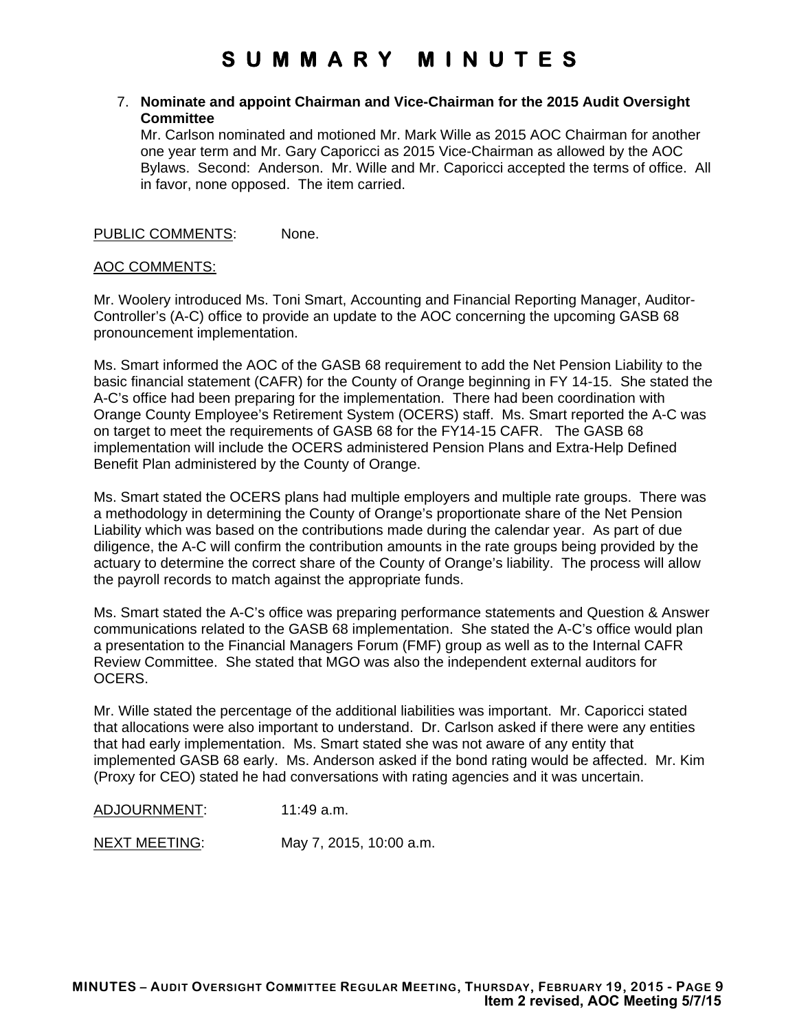7. **Nominate and appoint Chairman and Vice-Chairman for the 2015 Audit Oversight Committee**
   Mr. Carlson nominated and motioned Mr. Mark Wille as 2015 AOC Chairman for another one year term and Mr. Gary Caporicci as 2015 Vice-Chairman as allowed by the AOC Bylaws. Second: Anderson. Mr. Wille and Mr. Caporicci accepted the terms of office. All in favor, none opposed. The item carried.

PUBLIC COMMENTS: None.

AOC COMMENTS:

Mr. Woolery introduced Ms. Toni Smart, Accounting and Financial Reporting Manager, Auditor-Controller's (A-C) office to provide an update to the AOC concerning the upcoming GASB 68 pronouncement implementation.

Ms. Smart informed the AOC of the GASB 68 requirement to add the Net Pension Liability to the basic financial statement (CAFR) for the County of Orange beginning in FY 14-15. She stated the A-C's office had been preparing for the implementation. There had been coordination with Orange County Employee's Retirement System (OCERS) staff. Ms. Smart reported the A-C was on target to meet the requirements of GASB 68 for the FY14-15 CAFR. The GASB 68 implementation will include the OCERS administered Pension Plans and Extra-Help Defined Benefit Plan administered by the County of Orange.

Ms. Smart stated the OCERS plans had multiple employers and multiple rate groups. There was a methodology in determining the County of Orange's proportionate share of the Net Pension Liability which was based on the contributions made during the calendar year. As part of due diligence, the A-C will confirm the contribution amounts in the rate groups being provided by the actuary to determine the correct share of the County of Orange's liability. The process will allow the payroll records to match against the appropriate funds.

Ms. Smart stated the A-C's office was preparing performance statements and Question & Answer communications related to the GASB 68 implementation. She stated the A-C's office would plan a presentation to the Financial Managers Forum (FMF) group as well as to the Internal CAFR Review Committee. She stated that MGO was also the independent external auditors for OCERS.

Mr. Wille stated the percentage of the additional liabilities was important. Mr. Caporicci stated that allocations were also important to understand. Dr. Carlson asked if there were any entities that had early implementation. Ms. Smart stated she was not aware of any entity that implemented GASB 68 early. Ms. Anderson asked if the bond rating would be affected. Mr. Kim (Proxy for CEO) stated he had conversations with rating agencies and it was uncertain.

ADJOURNMENT: 11:49 a.m.

NEXT MEETING: May 7, 2015, 10:00 a.m.